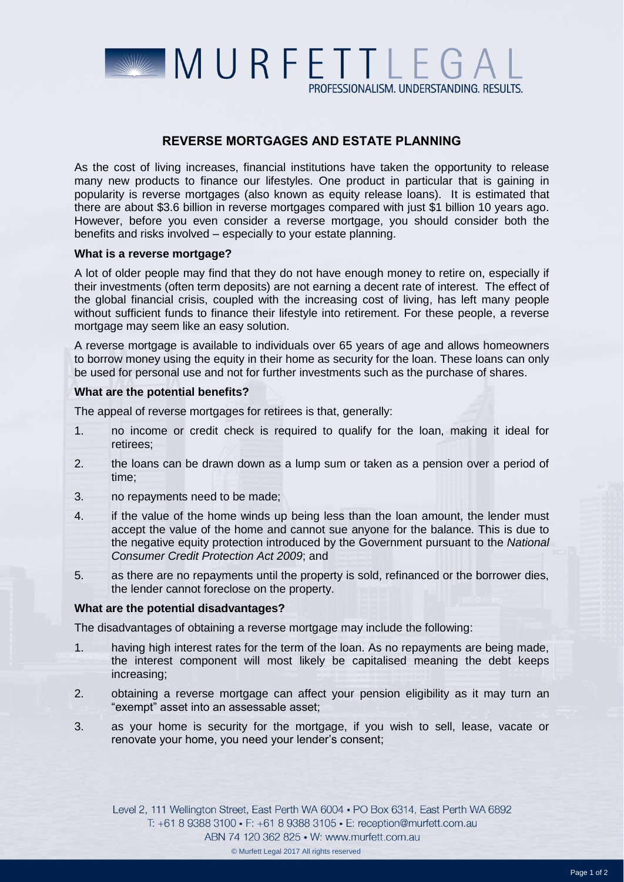# REVERSE MORTGAGES AND ESTATE PLANNING

As the cost of living increases, financial institutions have taken the opportunity to release many new products to finance our lifestyles. One product in particular that is gaining in popularity is reverse mortgages (also known as equity release loans). It is estimated that there are about $3.6 billion in reverse mortgages compared with just $1 billion 10 years ago. However, before you even consider a reverse mortgage, you should consider both the benefits and risks involved – especially to your estate planning.

**What is a reverse mortgage?**

A lot of older people may find that they do not have enough money to retire on, especially if their investments (often term deposits) are not earning a decent rate of interest. The effect of the global financial crisis, coupled with the increasing cost of living, has left many people without sufficient funds to finance their lifestyle into retirement. For these people, a reverse mortgage may seem like an easy solution.

A reverse mortgage is available to individuals over 65 years of age and allows homeowners to borrow money using the equity in their home as security for the loan. These loans can only be used for personal use and not for further investments such as the purchase of shares.

**What are the potential benefits?**

The appeal of reverse mortgages for retirees is that, generally:

1. no income or credit check is required to qualify for the loan, making it ideal for retirees;
2. the loans can be drawn down as a lump sum or taken as a pension over a period of time;
3. no repayments need to be made;
4. if the value of the home winds up being less than the loan amount, the lender must accept the value of the home and cannot sue anyone for the balance. This is due to the negative equity protection introduced by the Government pursuant to the *National Consumer Credit Protection Act 2009*; and
5. as there are no repayments until the property is sold, refinanced or the borrower dies, the lender cannot foreclose on the property.

**What are the potential disadvantages?**

The disadvantages of obtaining a reverse mortgage may include the following:

1. having high interest rates for the term of the loan. As no repayments are being made, the interest component will most likely be capitalised meaning the debt keeps increasing;
2. obtaining a reverse mortgage can affect your pension eligibility as it may turn an "exempt" asset into an assessable asset;
3. as your home is security for the mortgage, if you wish to sell, lease, vacate or renovate your home, you need your lender's consent;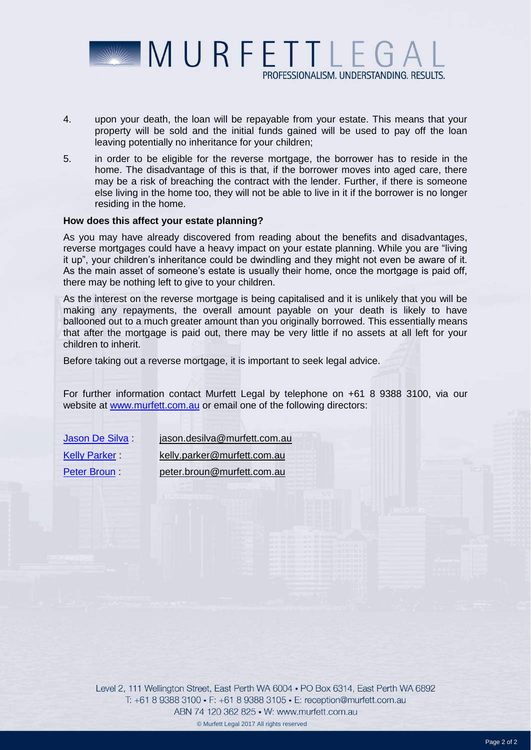4. upon your death, the loan will be repayable from your estate. This means that your property will be sold and the initial funds gained will be used to pay off the loan leaving potentially no inheritance for your children;

5. in order to be eligible for the reverse mortgage, the borrower has to reside in the home. The disadvantage of this is that, if the borrower moves into aged care, there may be a risk of breaching the contract with the lender. Further, if there is someone else living in the home too, they will not be able to live in it if the borrower is no longer residing in the home.

**How does this affect your estate planning?**

As you may have already discovered from reading about the benefits and disadvantages, reverse mortgages could have a heavy impact on your estate planning. While you are "living it up", your children's inheritance could be dwindling and they might not even be aware of it. As the main asset of someone's estate is usually their home, once the mortgage is paid off, there may be nothing left to give to your children.

As the interest on the reverse mortgage is being capitalised and it is unlikely that you will be making any repayments, the overall amount payable on your death is likely to have ballooned out to a much greater amount than you originally borrowed. This essentially means that after the mortgage is paid out, there may be very little if no assets at all left for your children to inherit.

Before taking out a reverse mortgage, it is important to seek legal advice.

For further information contact Murfett Legal by telephone on +61 8 9388 3100, via our website at www.murfett.com.au or email one of the following directors:

| | |
|---|---|
| Jason De Silva : | jason.desilva@murfett.com.au |
| Kelly Parker : | kelly.parker@murfett.com.au |
| Peter Broun : | peter.broun@murfett.com.au |

Level 2, 111 Wellington Street, East Perth WA 6004 • PO Box 6314, East Perth WA 6892
T: +61 8 9388 3100 • F: +61 8 9388 3105 • E: reception@murfett.com.au
ABN 74 120 362 825 • W: www.murfett.com.au

© Murfett Legal 2017 All rights reserved